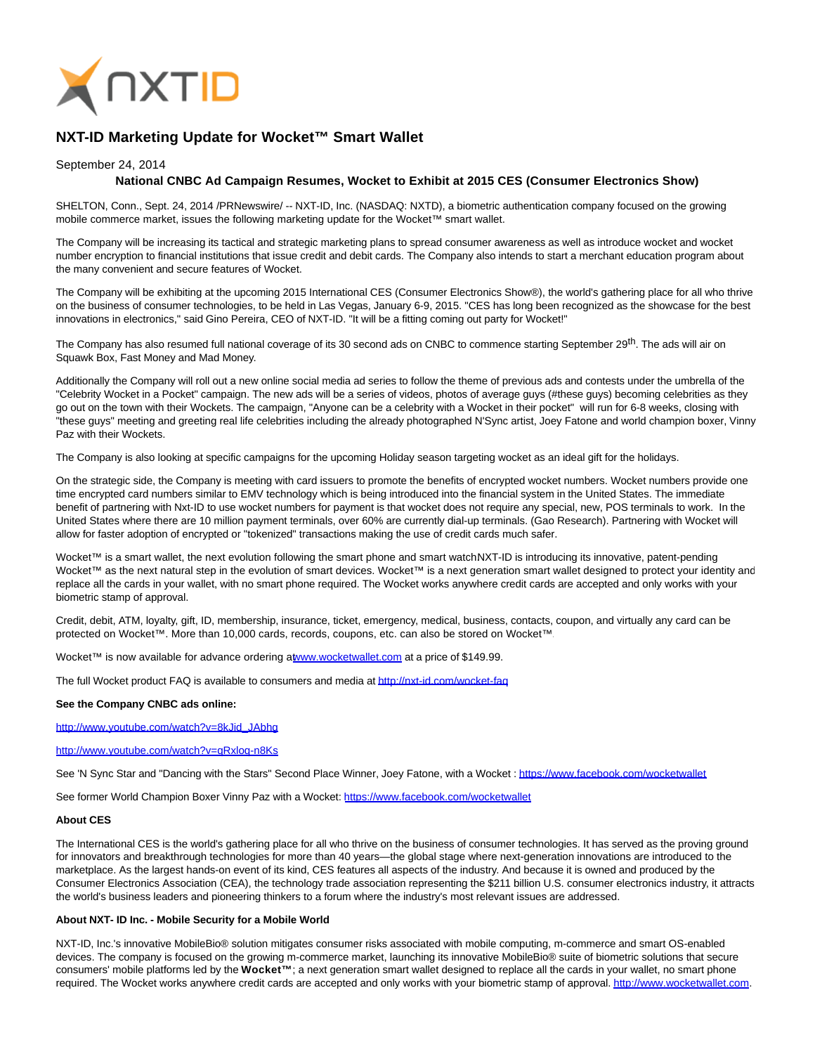# NXT-ID Marketing Update for Wocket™ Smart Wallet

September 24, 2014

**National CNBC Ad Campaign Resumes, Wocket to Exhibit at 2015 CES (Consumer Electronics Show)**

SHELTON, Conn., Sept. 24, 2014 /PRNewswire/ -- NXT-ID, Inc. (NASDAQ: NXTD), a biometric authentication company focused on the growing mobile commerce market, issues the following marketing update for the Wocket™ smart wallet.

The Company will be increasing its tactical and strategic marketing plans to spread consumer awareness as well as introduce wocket and wocket number encryption to financial institutions that issue credit and debit cards. The Company also intends to start a merchant education program about the many convenient and secure features of Wocket.

The Company will be exhibiting at the upcoming 2015 International CES (Consumer Electronics Show®), the world's gathering place for all who thrive on the business of consumer technologies, to be held in Las Vegas, January 6-9, 2015. "CES has long been recognized as the showcase for the best innovations in electronics," said Gino Pereira, CEO of NXT-ID. "It will be a fitting coming out party for Wocket!"

The Company has also resumed full national coverage of its 30 second ads on CNBC to commence starting September 29th. The ads will air on Squawk Box, Fast Money and Mad Money.

Additionally the Company will roll out a new online social media ad series to follow the theme of previous ads and contests under the umbrella of the "Celebrity Wocket in a Pocket" campaign. The new ads will be a series of videos, photos of average guys (#these guys) becoming celebrities as they go out on the town with their Wockets. The campaign, "Anyone can be a celebrity with a Wocket in their pocket" will run for 6-8 weeks, closing with "these guys" meeting and greeting real life celebrities including the already photographed N'Sync artist, Joey Fatone and world champion boxer, Vinny Paz with their Wockets.

The Company is also looking at specific campaigns for the upcoming Holiday season targeting wocket as an ideal gift for the holidays.

On the strategic side, the Company is meeting with card issuers to promote the benefits of encrypted wocket numbers. Wocket numbers provide one time encrypted card numbers similar to EMV technology which is being introduced into the financial system in the United States. The immediate benefit of partnering with Nxt-ID to use wocket numbers for payment is that wocket does not require any special, new, POS terminals to work. In the United States where there are 10 million payment terminals, over 60% are currently dial-up terminals. (Gao Research). Partnering with Wocket will allow for faster adoption of encrypted or "tokenized" transactions making the use of credit cards much safer.

Wocket™ is a smart wallet, the next evolution following the smart phone and smart watchNXT-ID is introducing its innovative, patent-pending Wocket™ as the next natural step in the evolution of smart devices. Wocket™ is a next generation smart wallet designed to protect your identity and replace all the cards in your wallet, with no smart phone required. The Wocket works anywhere credit cards are accepted and only works with your biometric stamp of approval.

Credit, debit, ATM, loyalty, gift, ID, membership, insurance, ticket, emergency, medical, business, contacts, coupon, and virtually any card can be protected on Wocket™. More than 10,000 cards, records, coupons, etc. can also be stored on Wocket™.

Wocket™ is now available for advance ordering at www.wocketwallet.com at a price of $149.99.

The full Wocket product FAQ is available to consumers and media at http://nxt-id.com/wocket-faq

**See the Company CNBC ads online:**

http://www.youtube.com/watch?v=8kJid_JAbhg

http://www.youtube.com/watch?v=qRxloq-n8Ks

See 'N Sync Star and "Dancing with the Stars" Second Place Winner, Joey Fatone, with a Wocket : https://www.facebook.com/wocketwallet

See former World Champion Boxer Vinny Paz with a Wocket: https://www.facebook.com/wocketwallet

**About CES**

The International CES is the world's gathering place for all who thrive on the business of consumer technologies. It has served as the proving ground for innovators and breakthrough technologies for more than 40 years—the global stage where next-generation innovations are introduced to the marketplace. As the largest hands-on event of its kind, CES features all aspects of the industry. And because it is owned and produced by the Consumer Electronics Association (CEA), the technology trade association representing the $211 billion U.S. consumer electronics industry, it attracts the world's business leaders and pioneering thinkers to a forum where the industry's most relevant issues are addressed.

**About NXT- ID Inc. - Mobile Security for a Mobile World**

NXT-ID, Inc.'s innovative MobileBio® solution mitigates consumer risks associated with mobile computing, m-commerce and smart OS-enabled devices. The company is focused on the growing m-commerce market, launching its innovative MobileBio® suite of biometric solutions that secure consumers' mobile platforms led by the **Wocket™**; a next generation smart wallet designed to replace all the cards in your wallet, no smart phone required. The Wocket works anywhere credit cards are accepted and only works with your biometric stamp of approval. http://www.wocketwallet.com.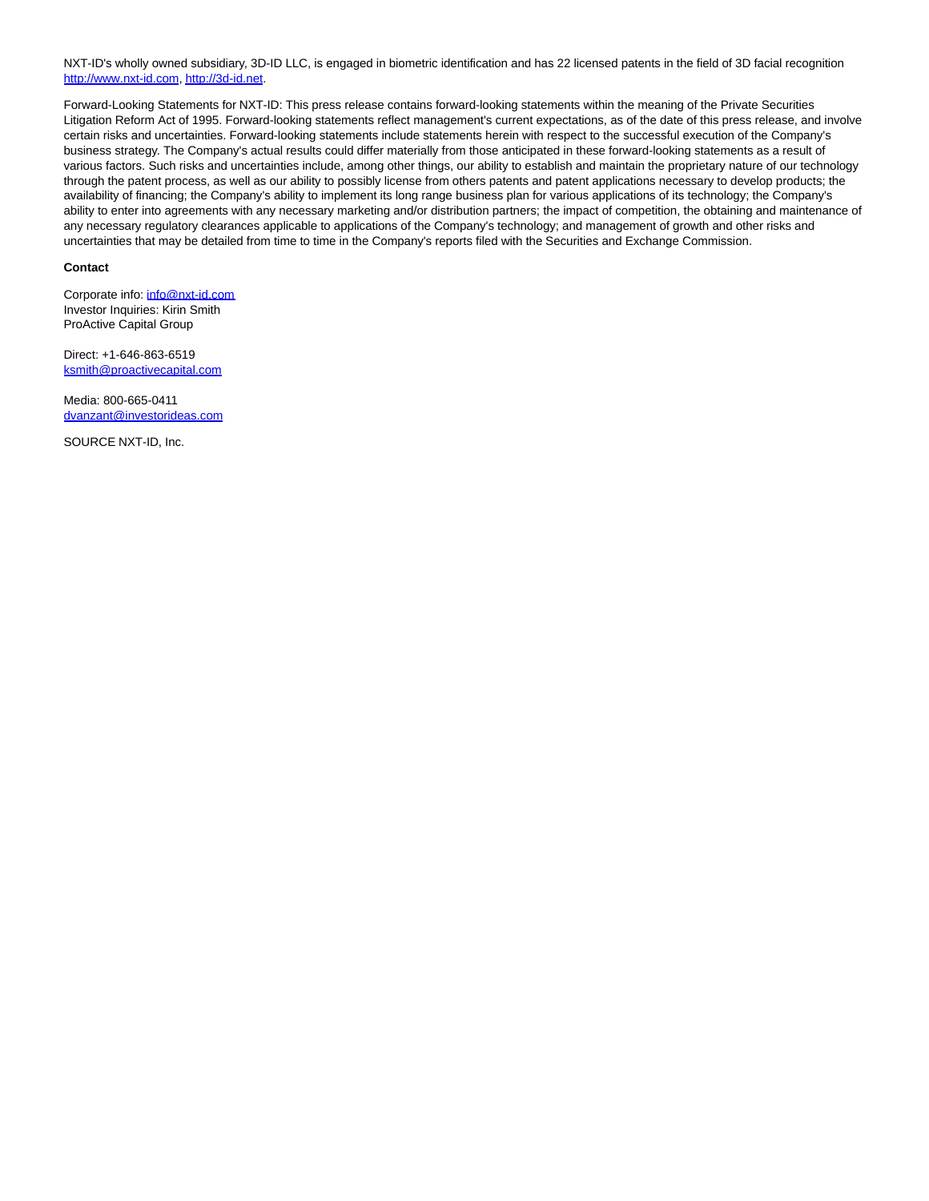NXT-ID's wholly owned subsidiary, 3D-ID LLC, is engaged in biometric identification and has 22 licensed patents in the field of 3D facial recognition http://www.nxt-id.com, http://3d-id.net.

Forward-Looking Statements for NXT-ID: This press release contains forward-looking statements within the meaning of the Private Securities Litigation Reform Act of 1995. Forward-looking statements reflect management's current expectations, as of the date of this press release, and involve certain risks and uncertainties. Forward-looking statements include statements herein with respect to the successful execution of the Company's business strategy. The Company's actual results could differ materially from those anticipated in these forward-looking statements as a result of various factors. Such risks and uncertainties include, among other things, our ability to establish and maintain the proprietary nature of our technology through the patent process, as well as our ability to possibly license from others patents and patent applications necessary to develop products; the availability of financing; the Company's ability to implement its long range business plan for various applications of its technology; the Company's ability to enter into agreements with any necessary marketing and/or distribution partners; the impact of competition, the obtaining and maintenance of any necessary regulatory clearances applicable to applications of the Company's technology; and management of growth and other risks and uncertainties that may be detailed from time to time in the Company's reports filed with the Securities and Exchange Commission.

**Contact**

Corporate info: info@nxt-id.com
Investor Inquiries: Kirin Smith
ProActive Capital Group

Direct: +1-646-863-6519
ksmith@proactivecapital.com

Media: 800-665-0411
dvanzant@investorideas.com

SOURCE NXT-ID, Inc.